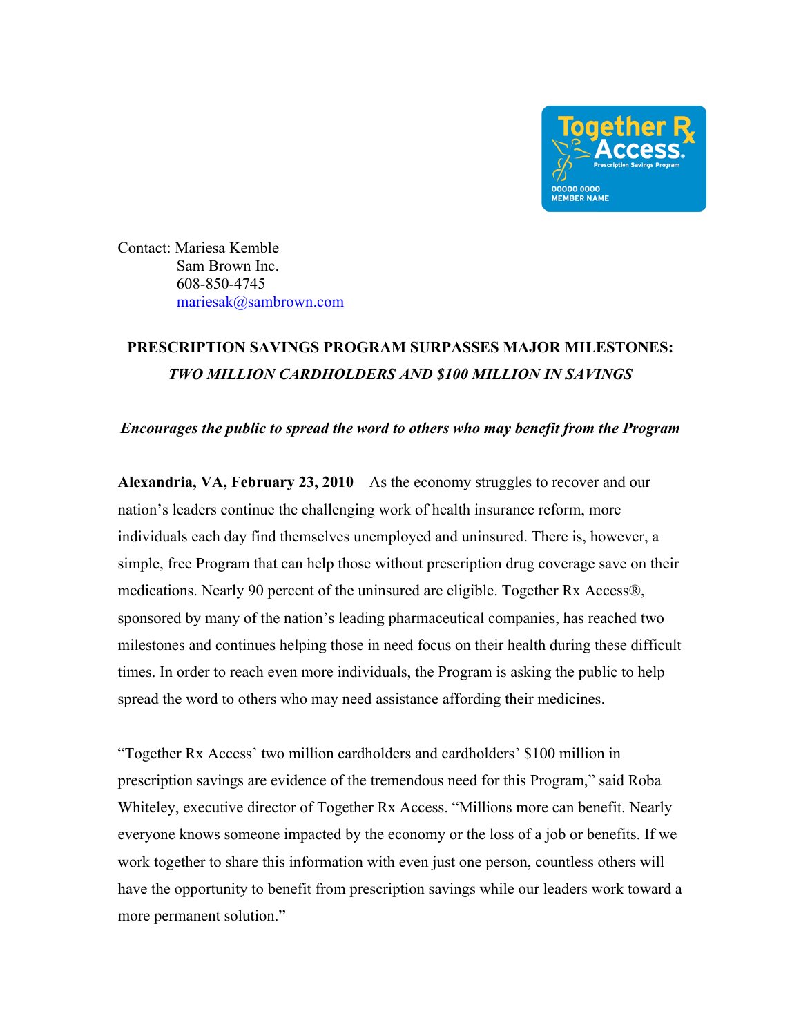Contact: Mariesa Kemble
Sam Brown Inc.
608-850-4745
mariesak@sambrown.com

**PRESCRIPTION SAVINGS PROGRAM SURPASSES MAJOR MILESTONES:**
***TWO MILLION CARDHOLDERS AND $100 MILLION IN SAVINGS***

***Encourages the public to spread the word to others who may benefit from the Program***

**Alexandria, VA, February 23, 2010** – As the economy struggles to recover and our nation's leaders continue the challenging work of health insurance reform, more individuals each day find themselves unemployed and uninsured. There is, however, a simple, free Program that can help those without prescription drug coverage save on their medications. Nearly 90 percent of the uninsured are eligible. Together Rx Access®, sponsored by many of the nation's leading pharmaceutical companies, has reached two milestones and continues helping those in need focus on their health during these difficult times. In order to reach even more individuals, the Program is asking the public to help spread the word to others who may need assistance affording their medicines.

"Together Rx Access' two million cardholders and cardholders' $100 million in prescription savings are evidence of the tremendous need for this Program," said Roba Whiteley, executive director of Together Rx Access. "Millions more can benefit. Nearly everyone knows someone impacted by the economy or the loss of a job or benefits. If we work together to share this information with even just one person, countless others will have the opportunity to benefit from prescription savings while our leaders work toward a more permanent solution."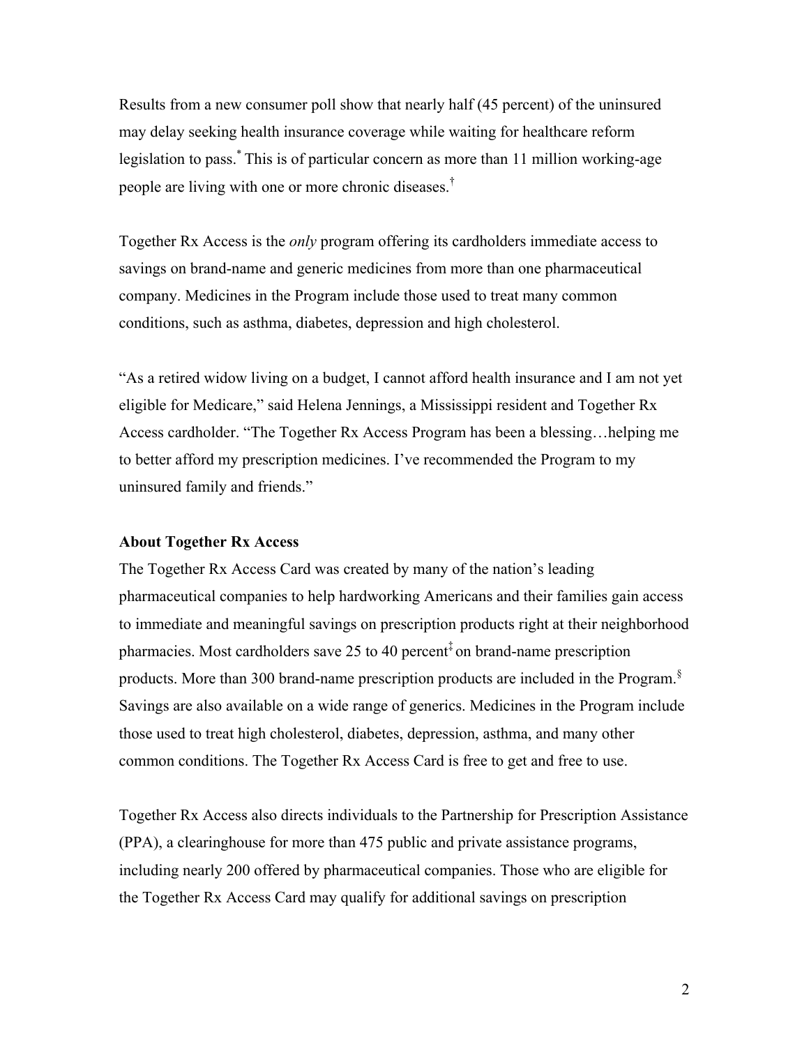Results from a new consumer poll show that nearly half (45 percent) of the uninsured may delay seeking health insurance coverage while waiting for healthcare reform legislation to pass.[*] This is of particular concern as more than 11 million working-age people are living with one or more chronic diseases.[†]

Together Rx Access is the *only* program offering its cardholders immediate access to savings on brand-name and generic medicines from more than one pharmaceutical company. Medicines in the Program include those used to treat many common conditions, such as asthma, diabetes, depression and high cholesterol.

"As a retired widow living on a budget, I cannot afford health insurance and I am not yet eligible for Medicare," said Helena Jennings, a Mississippi resident and Together Rx Access cardholder. "The Together Rx Access Program has been a blessing…helping me to better afford my prescription medicines. I've recommended the Program to my uninsured family and friends."

**About Together Rx Access**

The Together Rx Access Card was created by many of the nation's leading pharmaceutical companies to help hardworking Americans and their families gain access to immediate and meaningful savings on prescription products right at their neighborhood pharmacies. Most cardholders save 25 to 40 percent[‡] on brand-name prescription products. More than 300 brand-name prescription products are included in the Program.[§] Savings are also available on a wide range of generics. Medicines in the Program include those used to treat high cholesterol, diabetes, depression, asthma, and many other common conditions. The Together Rx Access Card is free to get and free to use.

Together Rx Access also directs individuals to the Partnership for Prescription Assistance (PPA), a clearinghouse for more than 475 public and private assistance programs, including nearly 200 offered by pharmaceutical companies. Those who are eligible for the Together Rx Access Card may qualify for additional savings on prescription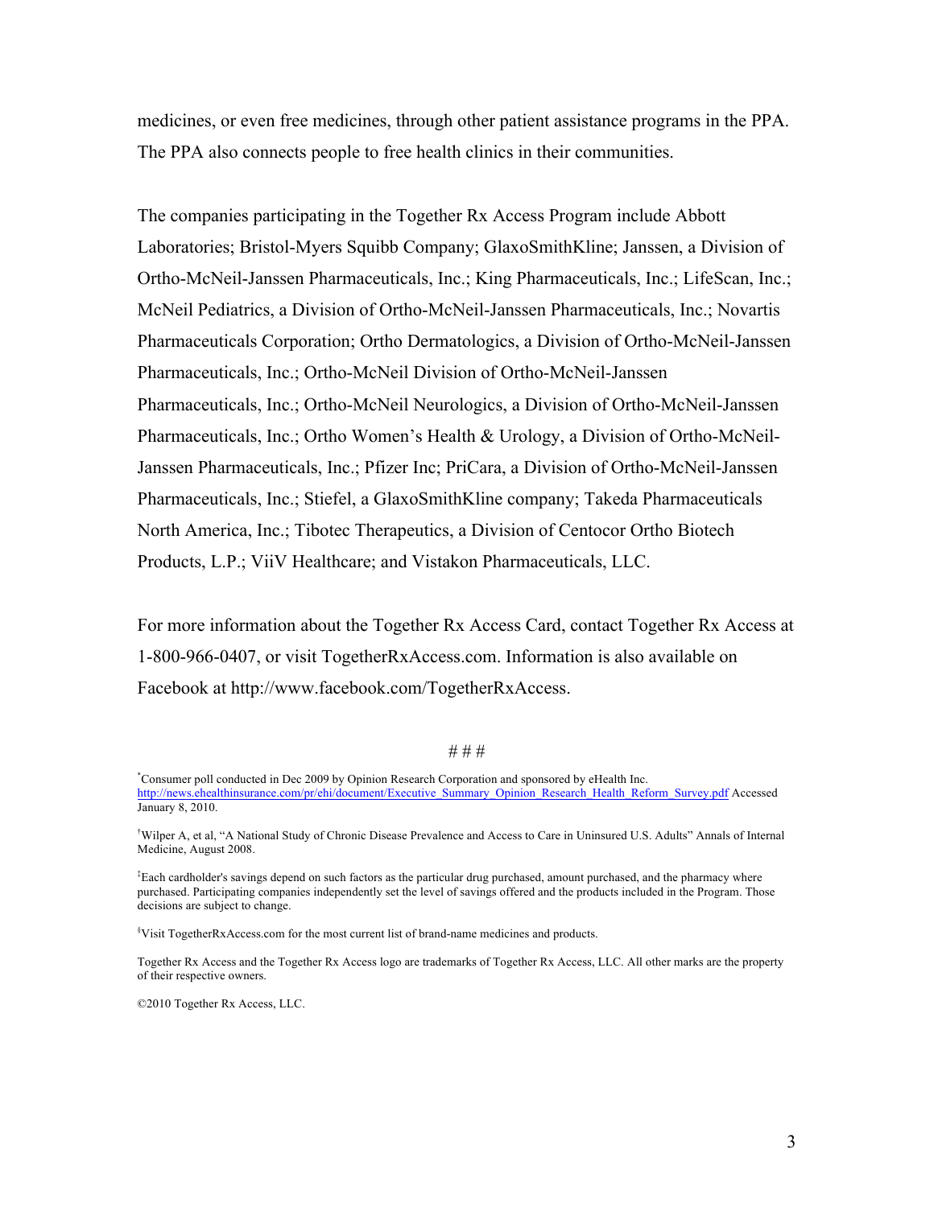medicines, or even free medicines, through other patient assistance programs in the PPA. The PPA also connects people to free health clinics in their communities.

The companies participating in the Together Rx Access Program include Abbott Laboratories; Bristol-Myers Squibb Company; GlaxoSmithKline; Janssen, a Division of Ortho-McNeil-Janssen Pharmaceuticals, Inc.; King Pharmaceuticals, Inc.; LifeScan, Inc.; McNeil Pediatrics, a Division of Ortho-McNeil-Janssen Pharmaceuticals, Inc.; Novartis Pharmaceuticals Corporation; Ortho Dermatologics, a Division of Ortho-McNeil-Janssen Pharmaceuticals, Inc.; Ortho-McNeil Division of Ortho-McNeil-Janssen Pharmaceuticals, Inc.; Ortho-McNeil Neurologics, a Division of Ortho-McNeil-Janssen Pharmaceuticals, Inc.; Ortho Women's Health & Urology, a Division of Ortho-McNeil-Janssen Pharmaceuticals, Inc.; Pfizer Inc; PriCara, a Division of Ortho-McNeil-Janssen Pharmaceuticals, Inc.; Stiefel, a GlaxoSmithKline company; Takeda Pharmaceuticals North America, Inc.; Tibotec Therapeutics, a Division of Centocor Ortho Biotech Products, L.P.; ViiV Healthcare; and Vistakon Pharmaceuticals, LLC.

For more information about the Together Rx Access Card, contact Together Rx Access at 1-800-966-0407, or visit TogetherRxAccess.com. Information is also available on Facebook at http://www.facebook.com/TogetherRxAccess.

# # #

[*] Consumer poll conducted in Dec 2009 by Opinion Research Corporation and sponsored by eHealth Inc. http://news.ehealthinsurance.com/pr/ehi/document/Executive_Summary_Opinion_Research_Health_Reform_Survey.pdf Accessed January 8, 2010.

[†] Wilper A, et al, "A National Study of Chronic Disease Prevalence and Access to Care in Uninsured U.S. Adults" Annals of Internal Medicine, August 2008.

[‡] Each cardholder's savings depend on such factors as the particular drug purchased, amount purchased, and the pharmacy where purchased. Participating companies independently set the level of savings offered and the products included in the Program. Those decisions are subject to change.

[§] Visit TogetherRxAccess.com for the most current list of brand-name medicines and products.

Together Rx Access and the Together Rx Access logo are trademarks of Together Rx Access, LLC. All other marks are the property of their respective owners.

©2010 Together Rx Access, LLC.